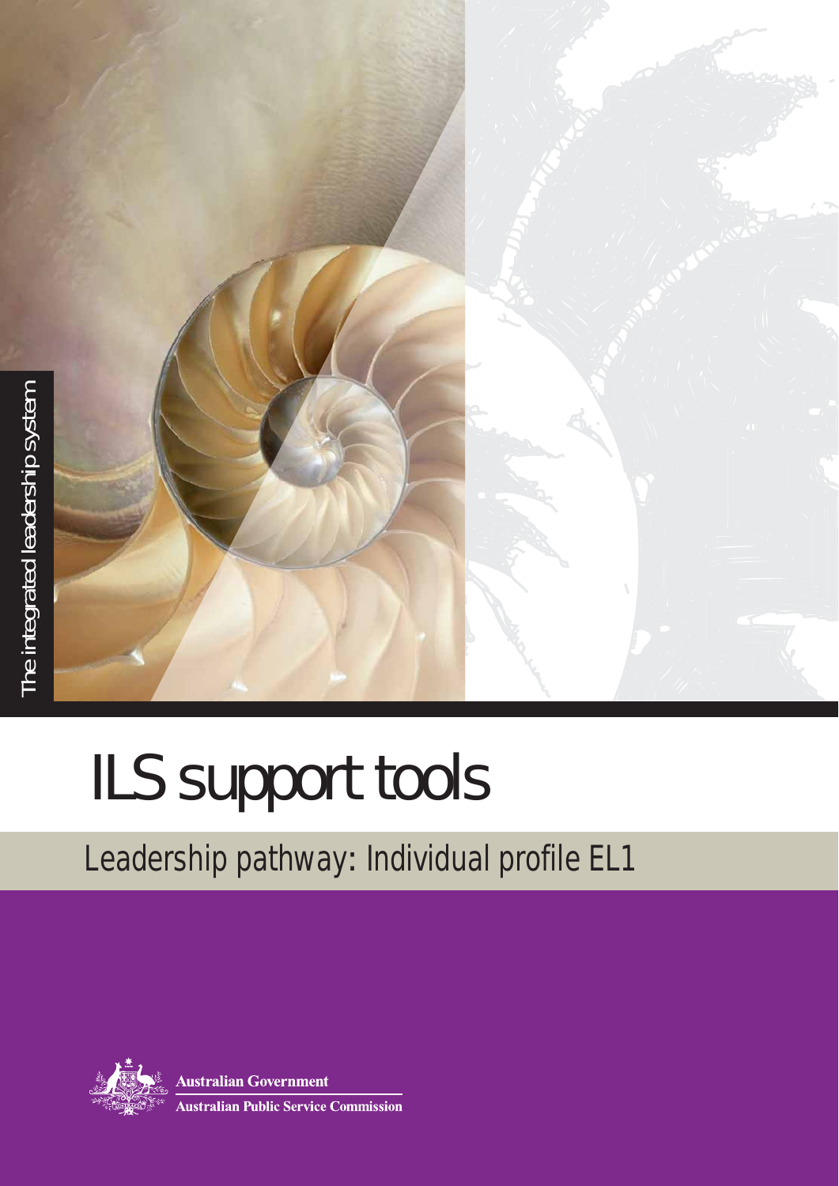The integrated leadership system

# ILS support tools

## Leadership pathway: Individual profile EL1

Australian Government

Australian Public Service Commission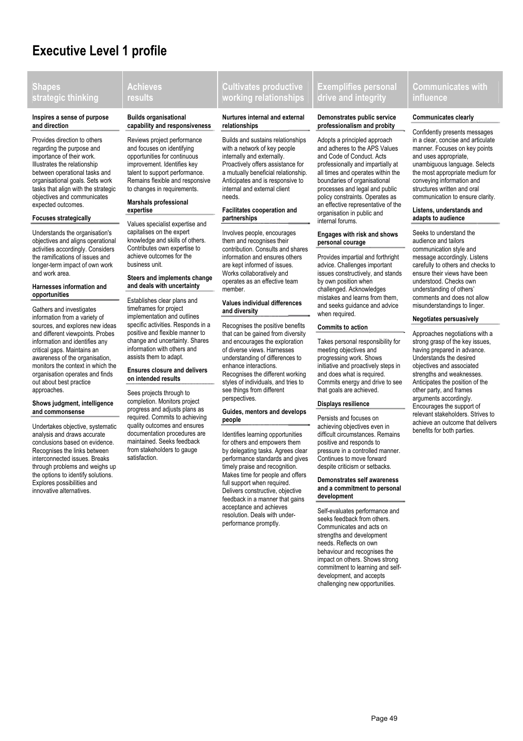# Executive Level 1 profile

## Shapes strategic thinking

### Inspires a sense of purpose and direction

Provides direction to others regarding the purpose and importance of their work. Illustrates the relationship between operational tasks and organisational goals. Sets work tasks that align with the strategic objectives and communicates expected outcomes.

### Focuses strategically

Understands the organisation's objectives and aligns operational activities accordingly. Considers the ramifications of issues and longer-term impact of own work and work area.

### Harnesses information and opportunities

Gathers and investigates information from a variety of sources, and explores new ideas and different viewpoints. Probes information and identifies any critical gaps. Maintains an awareness of the organisation, monitors the context in which the organisation operates and finds out about best practice approaches.

### Shows judgment, intelligence and commonsense

Undertakes objective, systematic analysis and draws accurate conclusions based on evidence. Recognises the links between interconnected issues. Breaks through problems and weighs up the options to identify solutions. Explores possibilities and innovative alternatives.

## Achieves results

### Builds organisational capability and responsiveness

Reviews project performance and focuses on identifying opportunities for continuous improvement. Identifies key talent to support performance. Remains flexible and responsive to changes in requirements.

### Marshals professional expertise

Values specialist expertise and capitalises on the expert knowledge and skills of others. Contributes own expertise to achieve outcomes for the business unit.

### Steers and implements change and deals with uncertainty

Establishes clear plans and timeframes for project implementation and outlines specific activities. Responds in a positive and flexible manner to change and uncertainty. Shares information with others and assists them to adapt.

### Ensures closure and delivers on intended results

Sees projects through to completion. Monitors project progress and adjusts plans as required. Commits to achieving quality outcomes and ensures documentation procedures are maintained. Seeks feedback from stakeholders to gauge satisfaction.

## Cultivates productive working relationships

### Nurtures internal and external relationships

Builds and sustains relationships with a network of key people internally and externally. Proactively offers assistance for a mutually beneficial relationship. Anticipates and is responsive to internal and external client needs.

### Facilitates cooperation and partnerships

Involves people, encourages them and recognises their contribution. Consults and shares information and ensures others are kept informed of issues. Works collaboratively and operates as an effective team member.

### Values individual differences and diversity

Recognises the positive benefits that can be gained from diversity and encourages the exploration of diverse views. Harnesses understanding of differences to enhance interactions. Recognises the different working styles of individuals, and tries to see things from different perspectives.

### Guides, mentors and develops people

Identifies learning opportunities for others and empowers them by delegating tasks. Agrees clear performance standards and gives timely praise and recognition. Makes time for people and offers full support when required. Delivers constructive, objective feedback in a manner that gains acceptance and achieves resolution. Deals with under-performance promptly.

## Exemplifies personal drive and integrity

### Demonstrates public service professionalism and probity

Adopts a principled approach and adheres to the APS Values and Code of Conduct. Acts professionally and impartially at all times and operates within the boundaries of organisational processes and legal and public policy constraints. Operates as an effective representative of the organisation in public and internal forums.

### Engages with risk and shows personal courage

Provides impartial and forthright advice. Challenges important issues constructively, and stands by own position when challenged. Acknowledges mistakes and learns from them, and seeks guidance and advice when required.

### Commits to action

Takes personal responsibility for meeting objectives and progressing work. Shows initiative and proactively steps in and does what is required. Commits energy and drive to see that goals are achieved.

### Displays resilience

Persists and focuses on achieving objectives even in difficult circumstances. Remains positive and responds to pressure in a controlled manner. Continues to move forward despite criticism or setbacks.

### Demonstrates self awareness and a commitment to personal development

Self-evaluates performance and seeks feedback from others. Communicates and acts on strengths and development needs. Reflects on own behaviour and recognises the impact on others. Shows strong commitment to learning and self-development, and accepts challenging new opportunities.

## Communicates with influence

### Communicates clearly

Confidently presents messages in a clear, concise and articulate manner. Focuses on key points and uses appropriate, unambiguous language. Selects the most appropriate medium for conveying information and structures written and oral communication to ensure clarity.

### Listens, understands and adapts to audience

Seeks to understand the audience and tailors communication style and message accordingly. Listens carefully to others and checks to ensure their views have been understood. Checks own understanding of others' comments and does not allow misunderstandings to linger.

### Negotiates persuasively

Approaches negotiations with a strong grasp of the key issues, having prepared in advance. Understands the desired objectives and associated strengths and weaknesses. Anticipates the position of the other party, and frames arguments accordingly. Encourages the support of relevant stakeholders. Strives to achieve an outcome that delivers benefits for both parties.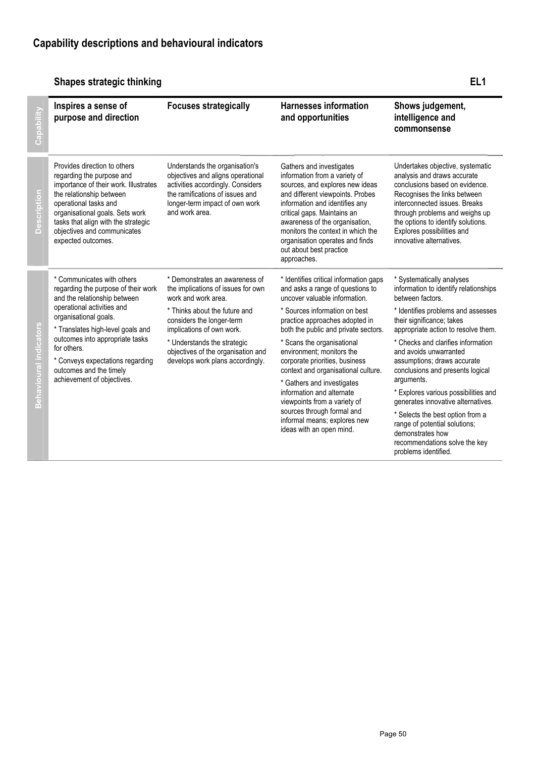# Capability descriptions and behavioural indicators

## Shapes strategic thinking

EL1

| | Inspires a sense of purpose and direction | Focuses strategically | Harnesses information and opportunities | Shows judgement, intelligence and commonsense |
|---|---|---|---|---|
| **Capability** | | | | |
| **Description** | Provides direction to others regarding the purpose and importance of their work. Illustrates the relationship between operational tasks and organisational goals. Sets work tasks that align with the strategic objectives and communicates expected outcomes. | Understands the organisation's objectives and aligns operational activities accordingly. Considers the ramifications of issues and longer-term impact of own work and work area. | Gathers and investigates information from a variety of sources, and explores new ideas and different viewpoints. Probes information and identifies any critical gaps. Maintains an awareness of the organisation, monitors the context in which the organisation operates and finds out about best practice approaches. | Undertakes objective, systematic analysis and draws accurate conclusions based on evidence. Recognises the links between interconnected issues. Breaks through problems and weighs up the options to identify solutions. Explores possibilities and innovative alternatives. |
| **Behavioural indicators** | * Communicates with others regarding the purpose of their work and the relationship between operational activities and organisational goals.<br>* Translates high-level goals and outcomes into appropriate tasks for others.<br>* Conveys expectations regarding outcomes and the timely achievement of objectives. | * Demonstrates an awareness of the implications of issues for own work and work area.<br>* Thinks about the future and considers the longer-term implications of own work.<br>* Understands the strategic objectives of the organisation and develops work plans accordingly. | * Identifies critical information gaps and asks a range of questions to uncover valuable information.<br>* Sources information on best practice approaches adopted in both the public and private sectors.<br>* Scans the organisational environment; monitors the corporate priorities, business context and organisational culture.<br>* Gathers and investigates information and alternate viewpoints from a variety of sources through formal and informal means; explores new ideas with an open mind. | * Systematically analyses information to identify relationships between factors.<br>* Identifies problems and assesses their significance; takes appropriate action to resolve them.<br>* Checks and clarifies information and avoids unwarranted assumptions; draws accurate conclusions and presents logical arguments.<br>* Explores various possibilities and generates innovative alternatives.<br>* Selects the best option from a range of potential solutions; demonstrates how recommendations solve the key problems identified. |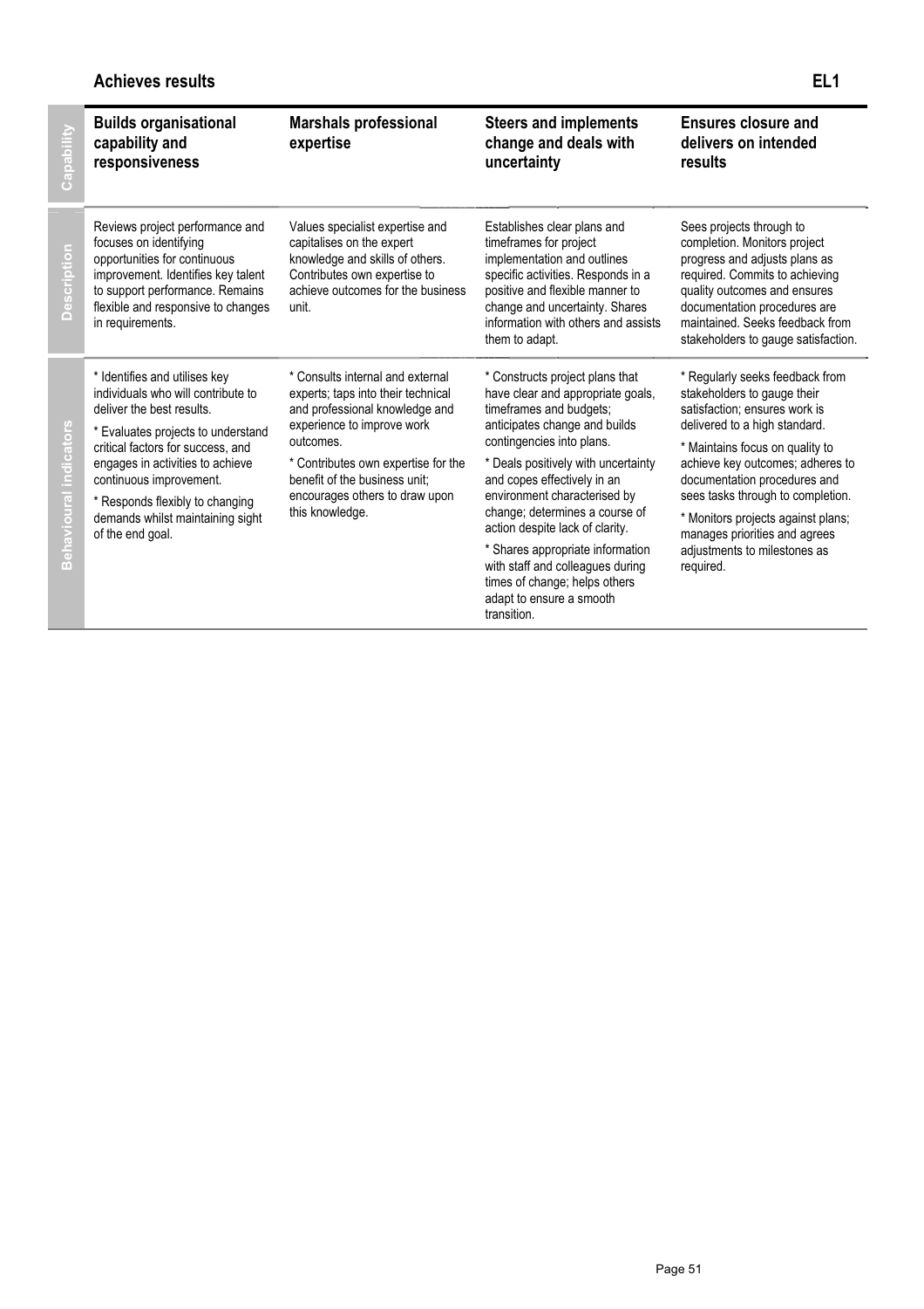## Achieves results — EL1

| Capability | Builds organisational capability and responsiveness | Marshals professional expertise | Steers and implements change and deals with uncertainty | Ensures closure and delivers on intended results |
|---|---|---|---|---|
| Description | Reviews project performance and focuses on identifying opportunities for continuous improvement. Identifies key talent to support performance. Remains flexible and responsive to changes in requirements. | Values specialist expertise and capitalises on the expert knowledge and skills of others. Contributes own expertise to achieve outcomes for the business unit. | Establishes clear plans and timeframes for project implementation and outlines specific activities. Responds in a positive and flexible manner to change and uncertainty. Shares information with others and assists them to adapt. | Sees projects through to completion. Monitors project progress and adjusts plans as required. Commits to achieving quality outcomes and ensures documentation procedures are maintained. Seeks feedback from stakeholders to gauge satisfaction. |
| Behavioural indicators | * Identifies and utilises key individuals who will contribute to deliver the best results.<br>* Evaluates projects to understand critical factors for success, and engages in activities to achieve continuous improvement.<br>* Responds flexibly to changing demands whilst maintaining sight of the end goal. | * Consults internal and external experts; taps into their technical and professional knowledge and experience to improve work outcomes.<br>* Contributes own expertise for the benefit of the business unit; encourages others to draw upon this knowledge. | * Constructs project plans that have clear and appropriate goals, timeframes and budgets; anticipates change and builds contingencies into plans.<br>* Deals positively with uncertainty and copes effectively in an environment characterised by change; determines a course of action despite lack of clarity.<br>* Shares appropriate information with staff and colleagues during times of change; helps others adapt to ensure a smooth transition. | * Regularly seeks feedback from stakeholders to gauge their satisfaction; ensures work is delivered to a high standard.<br>* Maintains focus on quality to achieve key outcomes; adheres to documentation procedures and sees tasks through to completion.<br>* Monitors projects against plans; manages priorities and agrees adjustments to milestones as required. |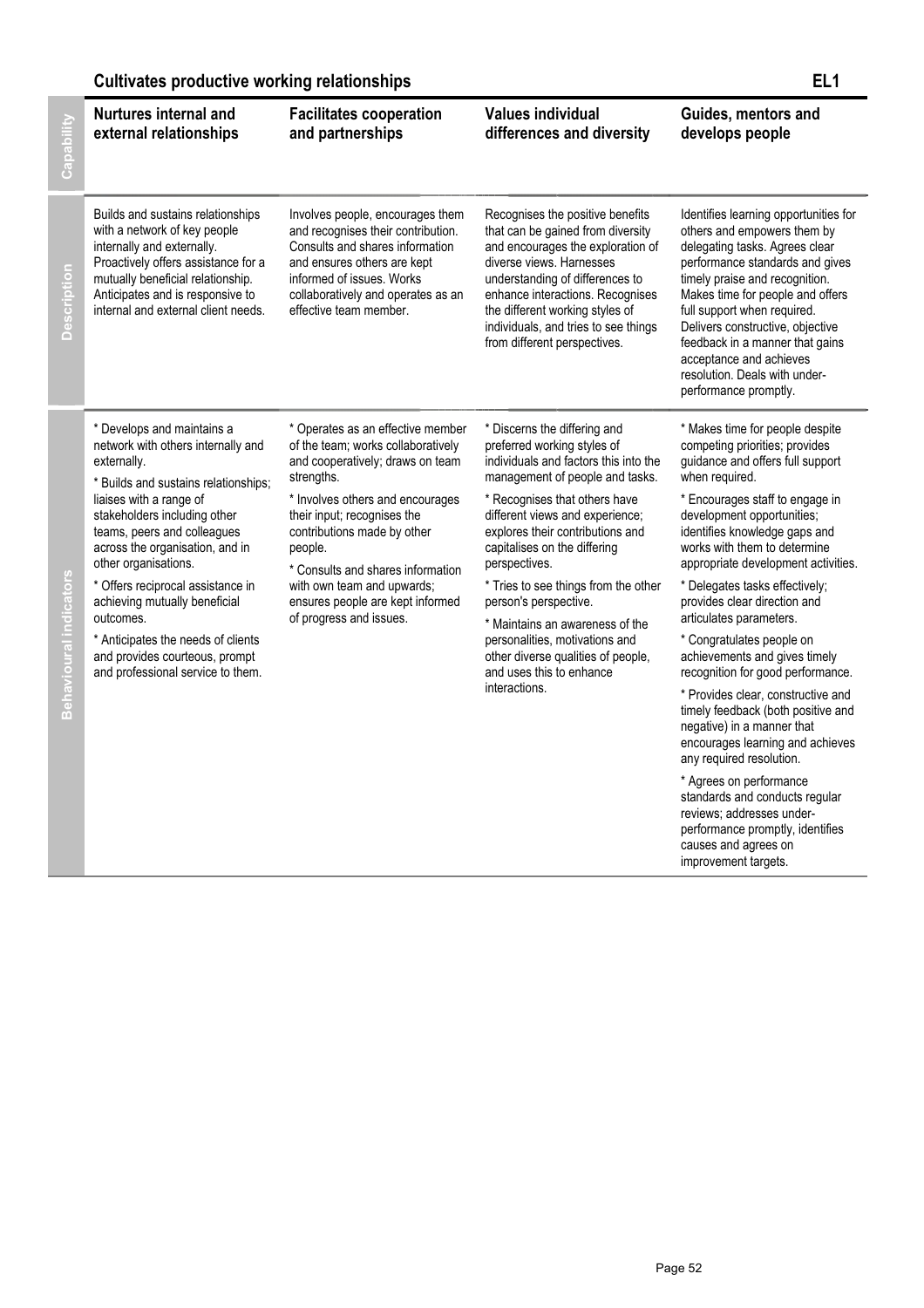## Cultivates productive working relationships

EL1

| | | | | |
|---|---|---|---|---|
| **Capability** | **Nurtures internal and external relationships** | **Facilitates cooperation and partnerships** | **Values individual differences and diversity** | **Guides, mentors and develops people** |
| **Description** | Builds and sustains relationships with a network of key people internally and externally. Proactively offers assistance for a mutually beneficial relationship. Anticipates and is responsive to internal and external client needs. | Involves people, encourages them and recognises their contribution. Consults and shares information and ensures others are kept informed of issues. Works collaboratively and operates as an effective team member. | Recognises the positive benefits that can be gained from diversity and encourages the exploration of diverse views. Harnesses understanding of differences to enhance interactions. Recognises the different working styles of individuals, and tries to see things from different perspectives. | Identifies learning opportunities for others and empowers them by delegating tasks. Agrees clear performance standards and gives timely praise and recognition. Makes time for people and offers full support when required. Delivers constructive, objective feedback in a manner that gains acceptance and achieves resolution. Deals with under-performance promptly. |
| **Behavioural indicators** | * Develops and maintains a network with others internally and externally.<br>* Builds and sustains relationships; liaises with a range of stakeholders including other teams, peers and colleagues across the organisation, and in other organisations.<br>* Offers reciprocal assistance in achieving mutually beneficial outcomes.<br>* Anticipates the needs of clients and provides courteous, prompt and professional service to them. | * Operates as an effective member of the team; works collaboratively and cooperatively; draws on team strengths.<br>* Involves others and encourages their input; recognises the contributions made by other people.<br>* Consults and shares information with own team and upwards; ensures people are kept informed of progress and issues. | * Discerns the differing and preferred working styles of individuals and factors this into the management of people and tasks.<br>* Recognises that others have different views and experience; explores their contributions and capitalises on the differing perspectives.<br>* Tries to see things from the other person's perspective.<br>* Maintains an awareness of the personalities, motivations and other diverse qualities of people, and uses this to enhance interactions. | * Makes time for people despite competing priorities; provides guidance and offers full support when required.<br>* Encourages staff to engage in development opportunities; identifies knowledge gaps and works with them to determine appropriate development activities.<br>* Delegates tasks effectively; provides clear direction and articulates parameters.<br>* Congratulates people on achievements and gives timely recognition for good performance.<br>* Provides clear, constructive and timely feedback (both positive and negative) in a manner that encourages learning and achieves any required resolution.<br>* Agrees on performance standards and conducts regular reviews; addresses under-performance promptly, identifies causes and agrees on improvement targets. |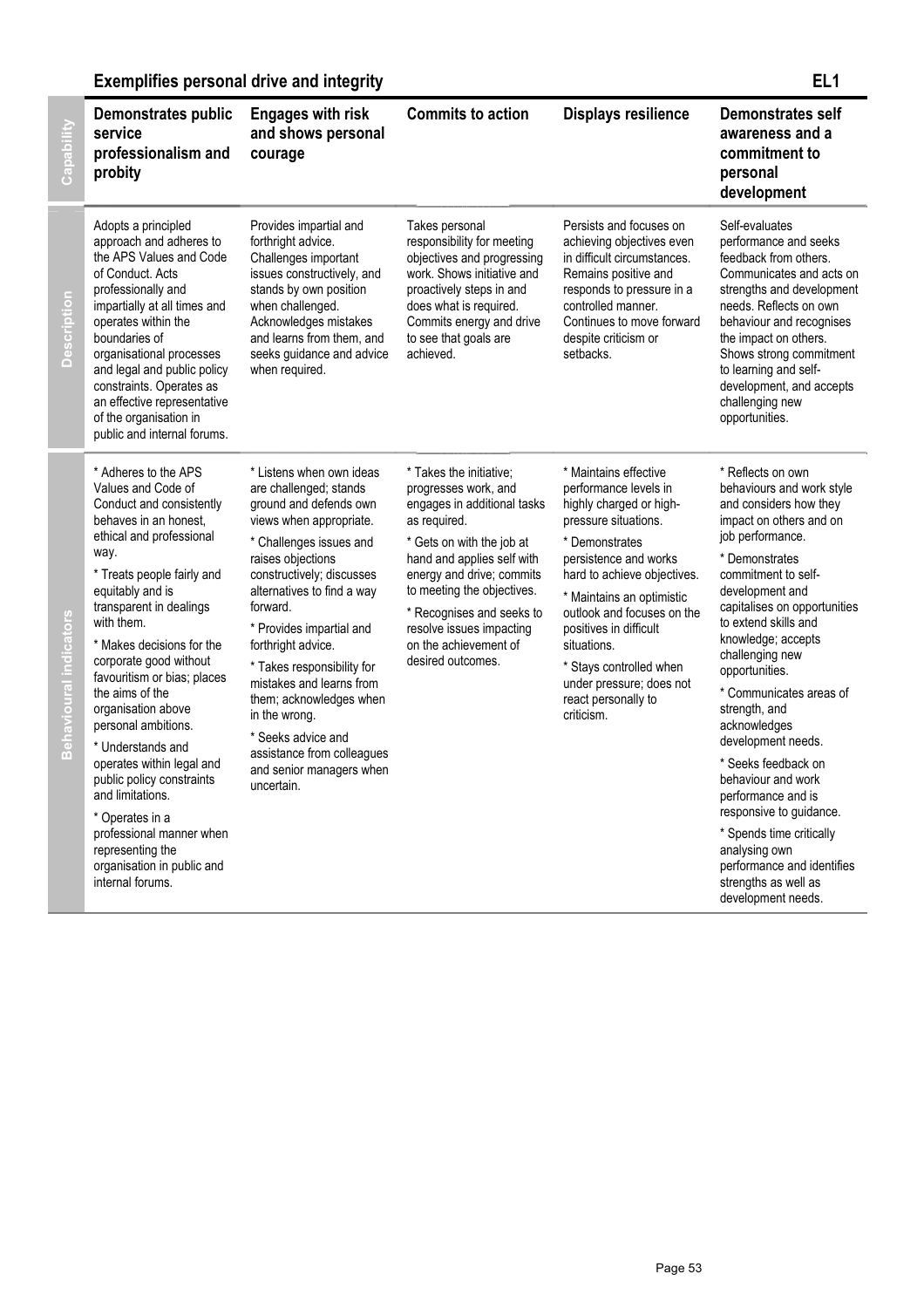## Exemplifies personal drive and integrity

**EL1**

| Capability | Demonstrates public service professionalism and probity | Engages with risk and shows personal courage | Commits to action | Displays resilience | Demonstrates self awareness and a commitment to personal development |
|---|---|---|---|---|---|
| Description | Adopts a principled approach and adheres to the APS Values and Code of Conduct. Acts professionally and impartially at all times and operates within the boundaries of organisational processes and legal and public policy constraints. Operates as an effective representative of the organisation in public and internal forums. | Provides impartial and forthright advice. Challenges important issues constructively, and stands by own position when challenged. Acknowledges mistakes and learns from them, and seeks guidance and advice when required. | Takes personal responsibility for meeting objectives and progressing work. Shows initiative and proactively steps in and does what is required. Commits energy and drive to see that goals are achieved. | Persists and focuses on achieving objectives even in difficult circumstances. Remains positive and responds to pressure in a controlled manner. Continues to move forward despite criticism or setbacks. | Self-evaluates performance and seeks feedback from others. Communicates and acts on strengths and development needs. Reflects on own behaviour and recognises the impact on others. Shows strong commitment to learning and self-development, and accepts challenging new opportunities. |
| Behavioural indicators | * Adheres to the APS Values and Code of Conduct and consistently behaves in an honest, ethical and professional way.<br><br>* Treats people fairly and equitably and is transparent in dealings with them.<br><br>* Makes decisions for the corporate good without favouritism or bias; places the aims of the organisation above personal ambitions.<br><br>* Understands and operates within legal and public policy constraints and limitations.<br><br>* Operates in a professional manner when representing the organisation in public and internal forums. | * Listens when own ideas are challenged; stands ground and defends own views when appropriate.<br><br>* Challenges issues and raises objections constructively; discusses alternatives to find a way forward.<br><br>* Provides impartial and forthright advice.<br><br>* Takes responsibility for mistakes and learns from them; acknowledges when in the wrong.<br><br>* Seeks advice and assistance from colleagues and senior managers when uncertain. | * Takes the initiative; progresses work, and engages in additional tasks as required.<br><br>* Gets on with the job at hand and applies self with energy and drive; commits to meeting the objectives.<br><br>* Recognises and seeks to resolve issues impacting on the achievement of desired outcomes. | * Maintains effective performance levels in highly charged or high-pressure situations.<br><br>* Demonstrates persistence and works hard to achieve objectives.<br><br>* Maintains an optimistic outlook and focuses on the positives in difficult situations.<br><br>* Stays controlled when under pressure; does not react personally to criticism. | * Reflects on own behaviours and work style and considers how they impact on others and on job performance.<br><br>* Demonstrates commitment to self-development and capitalises on opportunities to extend skills and knowledge; accepts challenging new opportunities.<br><br>* Communicates areas of strength, and acknowledges development needs.<br><br>* Seeks feedback on behaviour and work performance and is responsive to guidance.<br><br>* Spends time critically analysing own performance and identifies strengths as well as development needs. |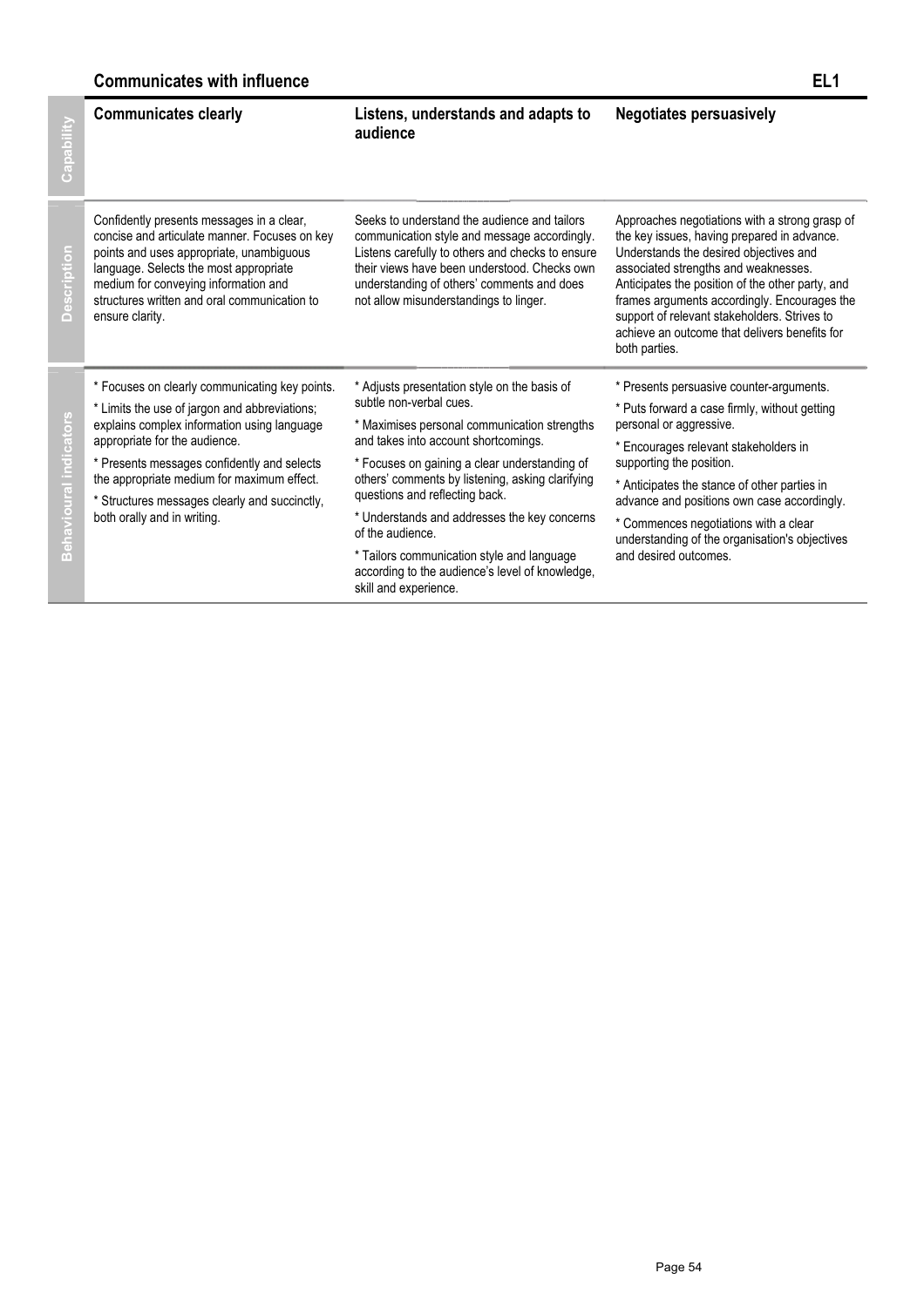## Communicates with influence

EL1

| | Communicates clearly | Listens, understands and adapts to audience | Negotiates persuasively |
|---|---|---|---|
| Capability | | | |
| Description | Confidently presents messages in a clear, concise and articulate manner. Focuses on key points and uses appropriate, unambiguous language. Selects the most appropriate medium for conveying information and structures written and oral communication to ensure clarity. | Seeks to understand the audience and tailors communication style and message accordingly. Listens carefully to others and checks to ensure their views have been understood. Checks own understanding of others' comments and does not allow misunderstandings to linger. | Approaches negotiations with a strong grasp of the key issues, having prepared in advance. Understands the desired objectives and associated strengths and weaknesses. Anticipates the position of the other party, and frames arguments accordingly. Encourages the support of relevant stakeholders. Strives to achieve an outcome that delivers benefits for both parties. |
| Behavioural indicators | * Focuses on clearly communicating key points.<br>* Limits the use of jargon and abbreviations; explains complex information using language appropriate for the audience.<br>* Presents messages confidently and selects the appropriate medium for maximum effect.<br>* Structures messages clearly and succinctly, both orally and in writing. | * Adjusts presentation style on the basis of subtle non-verbal cues.<br>* Maximises personal communication strengths and takes into account shortcomings.<br>* Focuses on gaining a clear understanding of others' comments by listening, asking clarifying questions and reflecting back.<br>* Understands and addresses the key concerns of the audience.<br>* Tailors communication style and language according to the audience's level of knowledge, skill and experience. | * Presents persuasive counter-arguments.<br>* Puts forward a case firmly, without getting personal or aggressive.<br>* Encourages relevant stakeholders in supporting the position.<br>* Anticipates the stance of other parties in advance and positions own case accordingly.<br>* Commences negotiations with a clear understanding of the organisation's objectives and desired outcomes. |